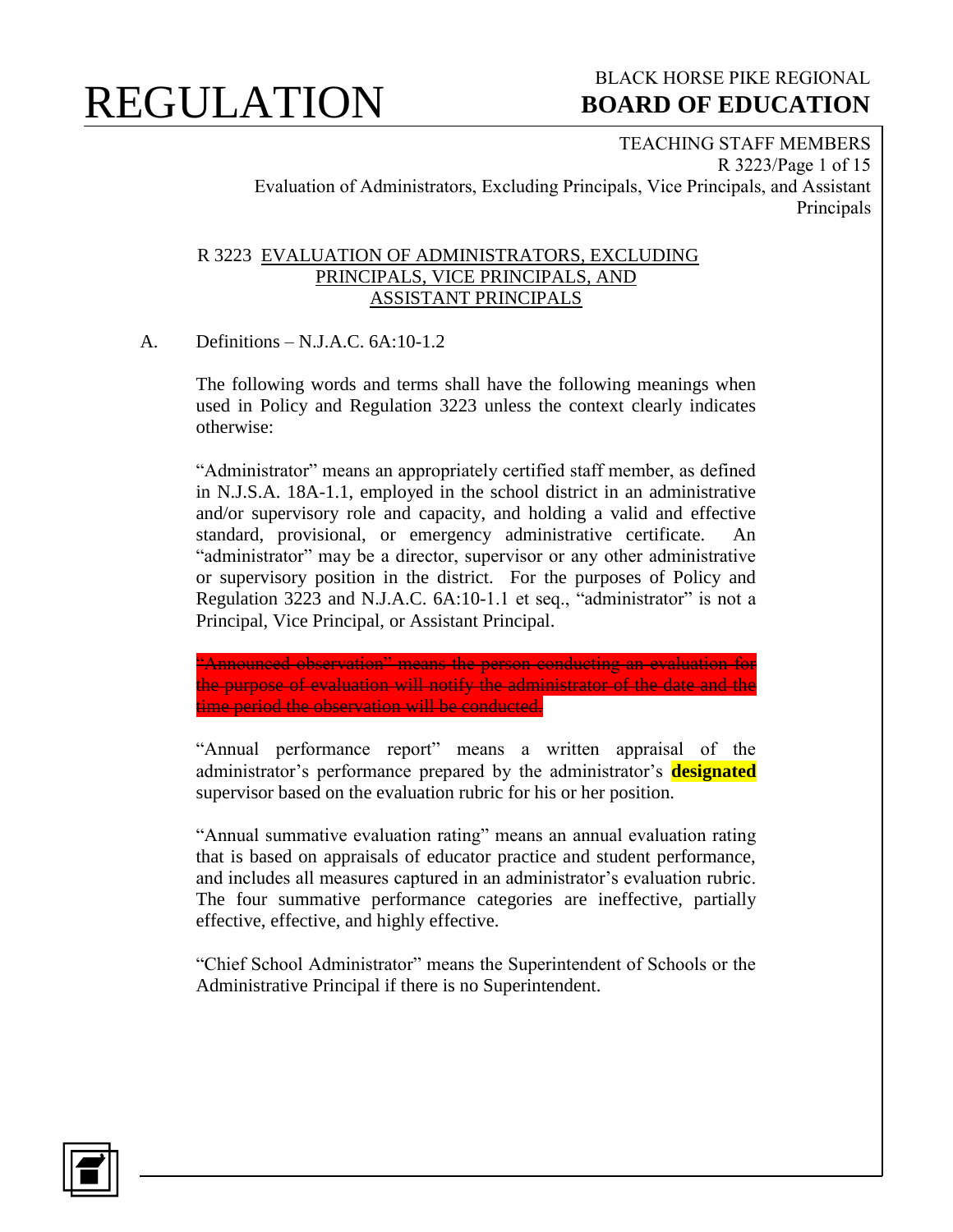# REGULATION

BLACK HORSE PIKE REGIONAL
**BOARD OF EDUCATION**

TEACHING STAFF MEMBERS
Evaluation of Administrators, Excluding Principals, Vice Principals, and Assistant Principals

## R 3223 EVALUATION OF ADMINISTRATORS, EXCLUDING PRINCIPALS, VICE PRINCIPALS, AND ASSISTANT PRINCIPALS

A. Definitions – N.J.A.C. 6A:10-1.2

The following words and terms shall have the following meanings when used in Policy and Regulation 3223 unless the context clearly indicates otherwise:

"Administrator" means an appropriately certified staff member, as defined in N.J.S.A. 18A-1.1, employed in the school district in an administrative and/or supervisory role and capacity, and holding a valid and effective standard, provisional, or emergency administrative certificate. An "administrator" may be a director, supervisor or any other administrative or supervisory position in the district. For the purposes of Policy and Regulation 3223 and N.J.A.C. 6A:10-1.1 et seq., "administrator" is not a Principal, Vice Principal, or Assistant Principal.

~~"Announced observation" means the person conducting an evaluation for the purpose of evaluation will notify the administrator of the date and the time period the observation will be conducted.~~

"Annual performance report" means a written appraisal of the administrator's performance prepared by the administrator's **designated** supervisor based on the evaluation rubric for his or her position.

"Annual summative evaluation rating" means an annual evaluation rating that is based on appraisals of educator practice and student performance, and includes all measures captured in an administrator's evaluation rubric. The four summative performance categories are ineffective, partially effective, effective, and highly effective.

"Chief School Administrator" means the Superintendent of Schools or the Administrative Principal if there is no Superintendent.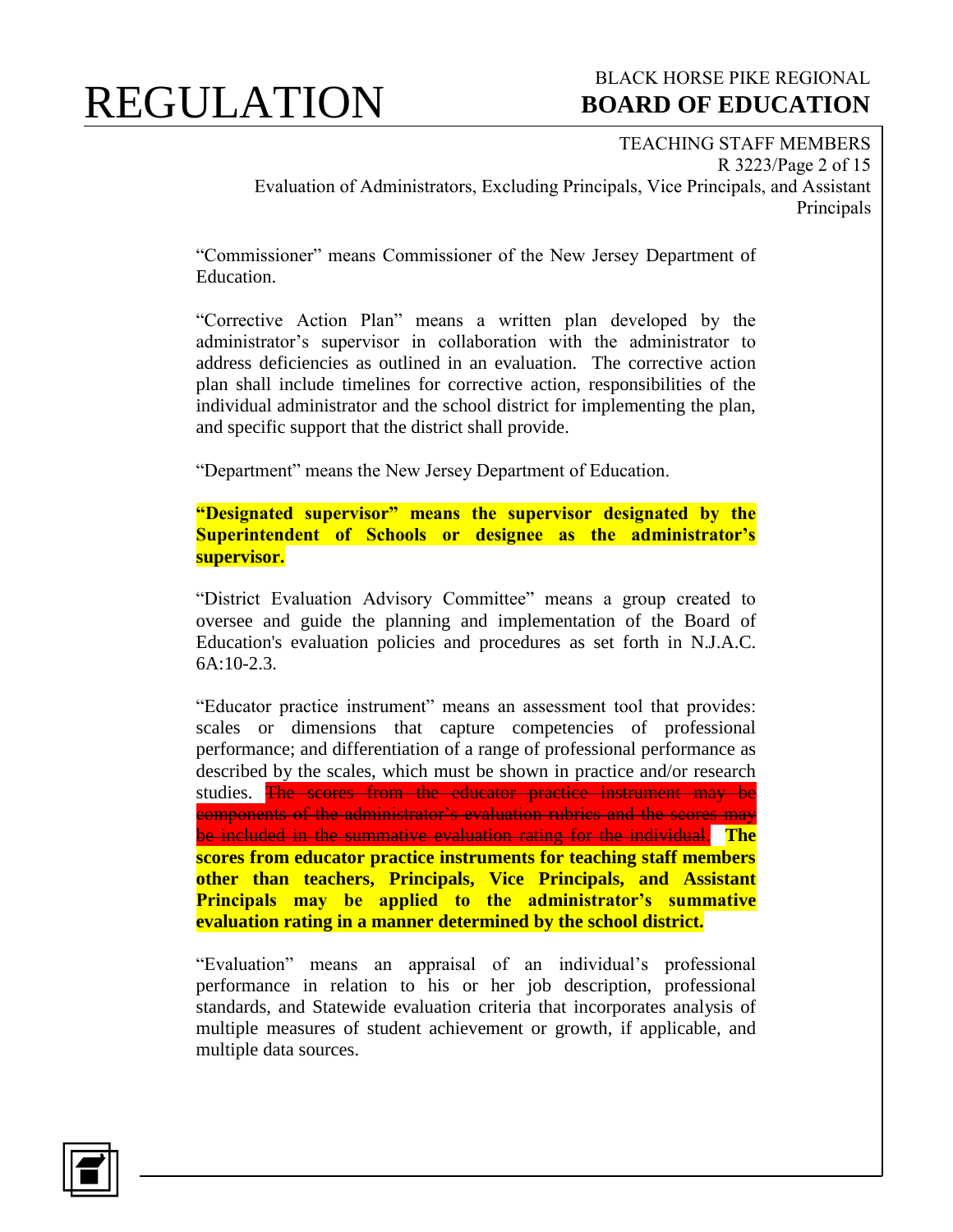"Commissioner" means Commissioner of the New Jersey Department of Education.

"Corrective Action Plan" means a written plan developed by the administrator's supervisor in collaboration with the administrator to address deficiencies as outlined in an evaluation. The corrective action plan shall include timelines for corrective action, responsibilities of the individual administrator and the school district for implementing the plan, and specific support that the district shall provide.

"Department" means the New Jersey Department of Education.

**"Designated supervisor" means the supervisor designated by the Superintendent of Schools or designee as the administrator's supervisor.**

"District Evaluation Advisory Committee" means a group created to oversee and guide the planning and implementation of the Board of Education's evaluation policies and procedures as set forth in N.J.A.C. 6A:10-2.3.

"Educator practice instrument" means an assessment tool that provides: scales or dimensions that capture competencies of professional performance; and differentiation of a range of professional performance as described by the scales, which must be shown in practice and/or research studies. ~~The scores from the educator practice instrument may be components of the administrator's evaluation rubrics and the scores may be included in the summative evaluation rating for the individual.~~ **The scores from educator practice instruments for teaching staff members other than teachers, Principals, Vice Principals, and Assistant Principals may be applied to the administrator's summative evaluation rating in a manner determined by the school district.**

"Evaluation" means an appraisal of an individual's professional performance in relation to his or her job description, professional standards, and Statewide evaluation criteria that incorporates analysis of multiple measures of student achievement or growth, if applicable, and multiple data sources.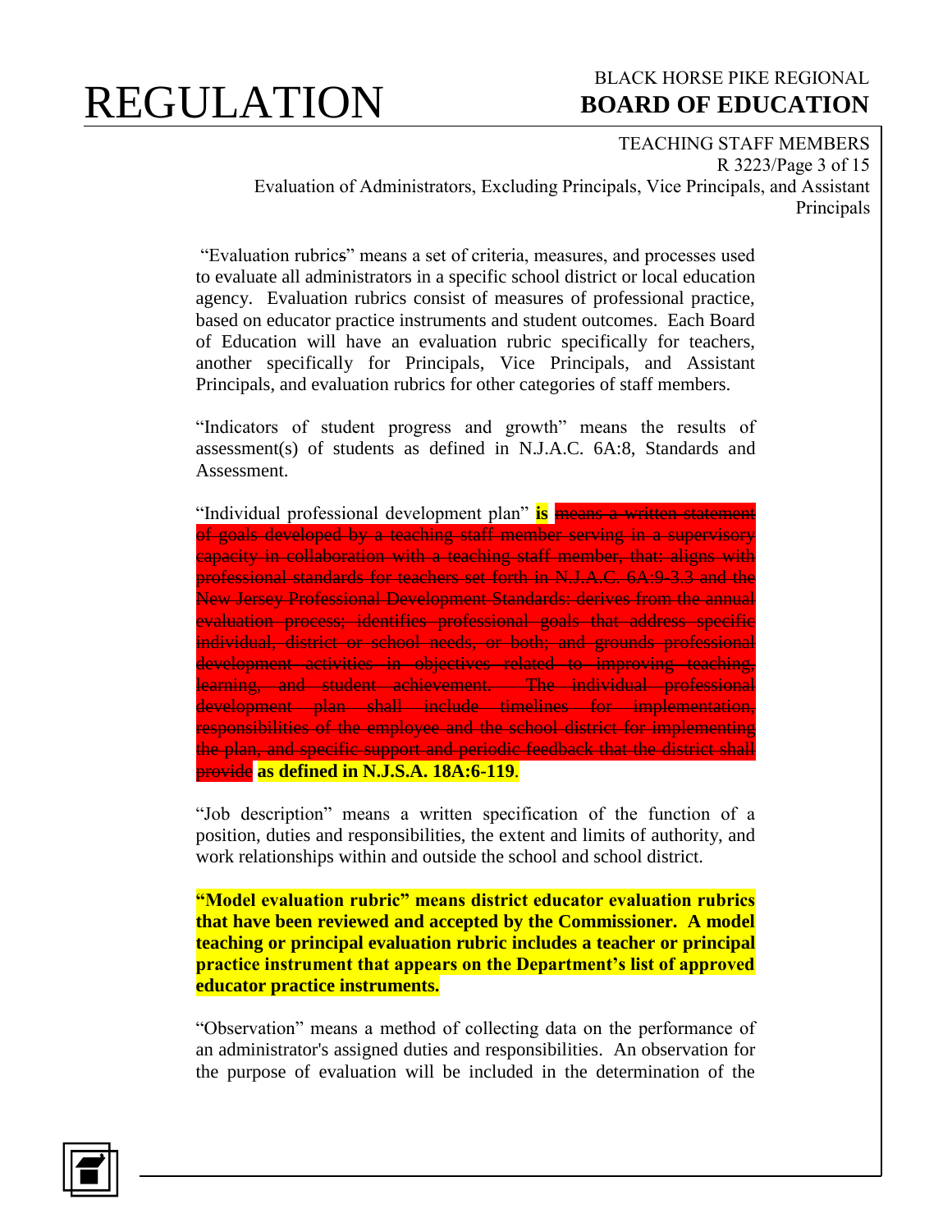"Evaluation rubrics" means a set of criteria, measures, and processes used to evaluate all administrators in a specific school district or local education agency. Evaluation rubrics consist of measures of professional practice, based on educator practice instruments and student outcomes. Each Board of Education will have an evaluation rubric specifically for teachers, another specifically for Principals, Vice Principals, and Assistant Principals, and evaluation rubrics for other categories of staff members.

"Indicators of student progress and growth" means the results of assessment(s) of students as defined in N.J.A.C. 6A:8, Standards and Assessment.

"Individual professional development plan" **is** ~~means a written statement of goals developed by a teaching staff member serving in a supervisory capacity in collaboration with a teaching staff member, that: aligns with professional standards for teachers set forth in N.J.A.C. 6A:9-3.3 and the New Jersey Professional Development Standards: derives from the annual evaluation process; identifies professional goals that address specific individual, district or school needs, or both; and grounds professional development activities in objectives related to improving teaching, learning, and student achievement. The individual professional development plan shall include timelines for implementation, responsibilities of the employee and the school district for implementing the plan, and specific support and periodic feedback that the district shall provide~~ **as defined in N.J.S.A. 18A:6-119**.

"Job description" means a written specification of the function of a position, duties and responsibilities, the extent and limits of authority, and work relationships within and outside the school and school district.

**"Model evaluation rubric" means district educator evaluation rubrics that have been reviewed and accepted by the Commissioner. A model teaching or principal evaluation rubric includes a teacher or principal practice instrument that appears on the Department's list of approved educator practice instruments.**

"Observation" means a method of collecting data on the performance of an administrator's assigned duties and responsibilities. An observation for the purpose of evaluation will be included in the determination of the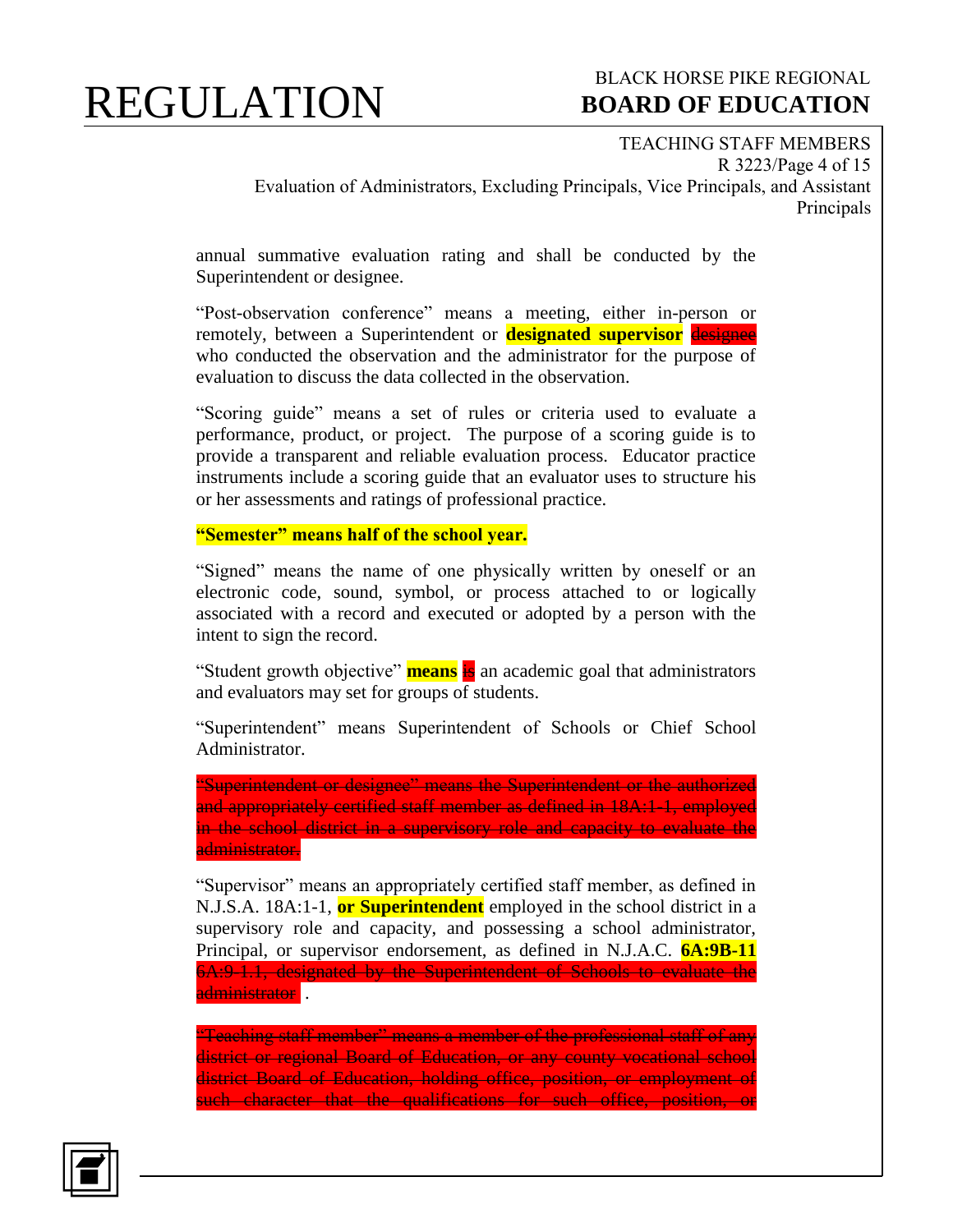annual summative evaluation rating and shall be conducted by the Superintendent or designee.

"Post-observation conference" means a meeting, either in-person or remotely, between a Superintendent or **designated supervisor** ~~designee~~ who conducted the observation and the administrator for the purpose of evaluation to discuss the data collected in the observation.

"Scoring guide" means a set of rules or criteria used to evaluate a performance, product, or project. The purpose of a scoring guide is to provide a transparent and reliable evaluation process. Educator practice instruments include a scoring guide that an evaluator uses to structure his or her assessments and ratings of professional practice.

**"Semester" means half of the school year.**

"Signed" means the name of one physically written by oneself or an electronic code, sound, symbol, or process attached to or logically associated with a record and executed or adopted by a person with the intent to sign the record.

"Student growth objective" **means** ~~is~~ an academic goal that administrators and evaluators may set for groups of students.

"Superintendent" means Superintendent of Schools or Chief School Administrator.

~~"Superintendent or designee" means the Superintendent or the authorized and appropriately certified staff member as defined in 18A:1-1, employed in the school district in a supervisory role and capacity to evaluate the administrator.~~

"Supervisor" means an appropriately certified staff member, as defined in N.J.S.A. 18A:1-1, **or Superintendent** employed in the school district in a supervisory role and capacity, and possessing a school administrator, Principal, or supervisor endorsement, as defined in N.J.A.C. **6A:9B-11** ~~6A:9-1.1, designated by the Superintendent of Schools to evaluate the administrator~~ .

~~"Teaching staff member" means a member of the professional staff of any district or regional Board of Education, or any county vocational school district Board of Education, holding office, position, or employment of such character that the qualifications for such office, position, or~~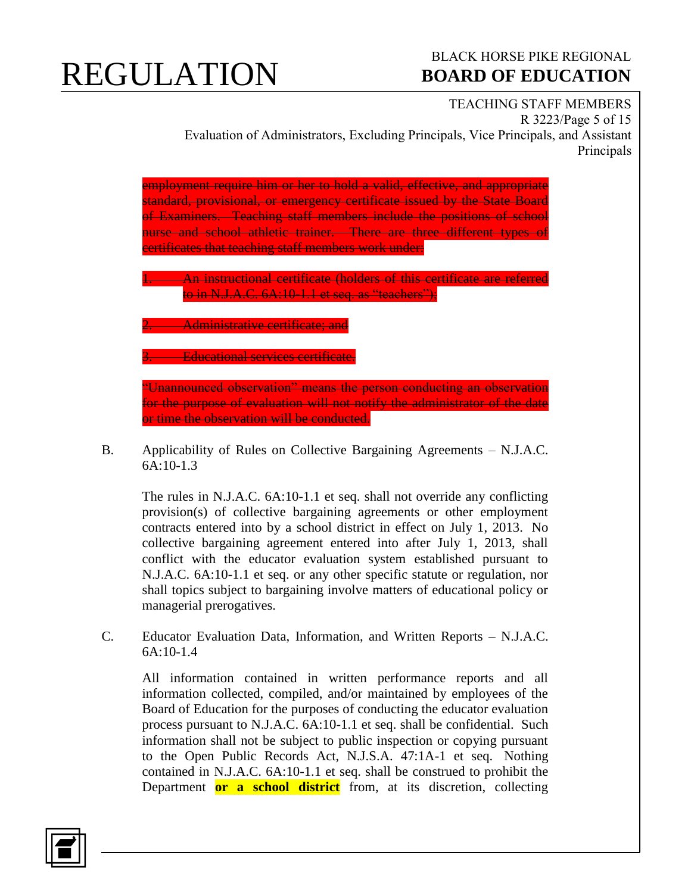~~employment require him or her to hold a valid, effective, and appropriate standard, provisional, or emergency certificate issued by the State Board of Examiners. Teaching staff members include the positions of school nurse and school athletic trainer. There are three different types of certificates that teaching staff members work under:~~

~~1. An instructional certificate (holders of this certificate are referred to in N.J.A.C. 6A:10-1.1 et seq. as "teachers");~~

~~2. Administrative certificate; and~~

~~3. Educational services certificate.~~

~~"Unannounced observation" means the person conducting an observation for the purpose of evaluation will not notify the administrator of the date or time the observation will be conducted.~~

B. Applicability of Rules on Collective Bargaining Agreements – N.J.A.C. 6A:10-1.3

The rules in N.J.A.C. 6A:10-1.1 et seq. shall not override any conflicting provision(s) of collective bargaining agreements or other employment contracts entered into by a school district in effect on July 1, 2013. No collective bargaining agreement entered into after July 1, 2013, shall conflict with the educator evaluation system established pursuant to N.J.A.C. 6A:10-1.1 et seq. or any other specific statute or regulation, nor shall topics subject to bargaining involve matters of educational policy or managerial prerogatives.

C. Educator Evaluation Data, Information, and Written Reports – N.J.A.C. 6A:10-1.4

All information contained in written performance reports and all information collected, compiled, and/or maintained by employees of the Board of Education for the purposes of conducting the educator evaluation process pursuant to N.J.A.C. 6A:10-1.1 et seq. shall be confidential. Such information shall not be subject to public inspection or copying pursuant to the Open Public Records Act, N.J.S.A. 47:1A-1 et seq. Nothing contained in N.J.A.C. 6A:10-1.1 et seq. shall be construed to prohibit the Department **or a school district** from, at its discretion, collecting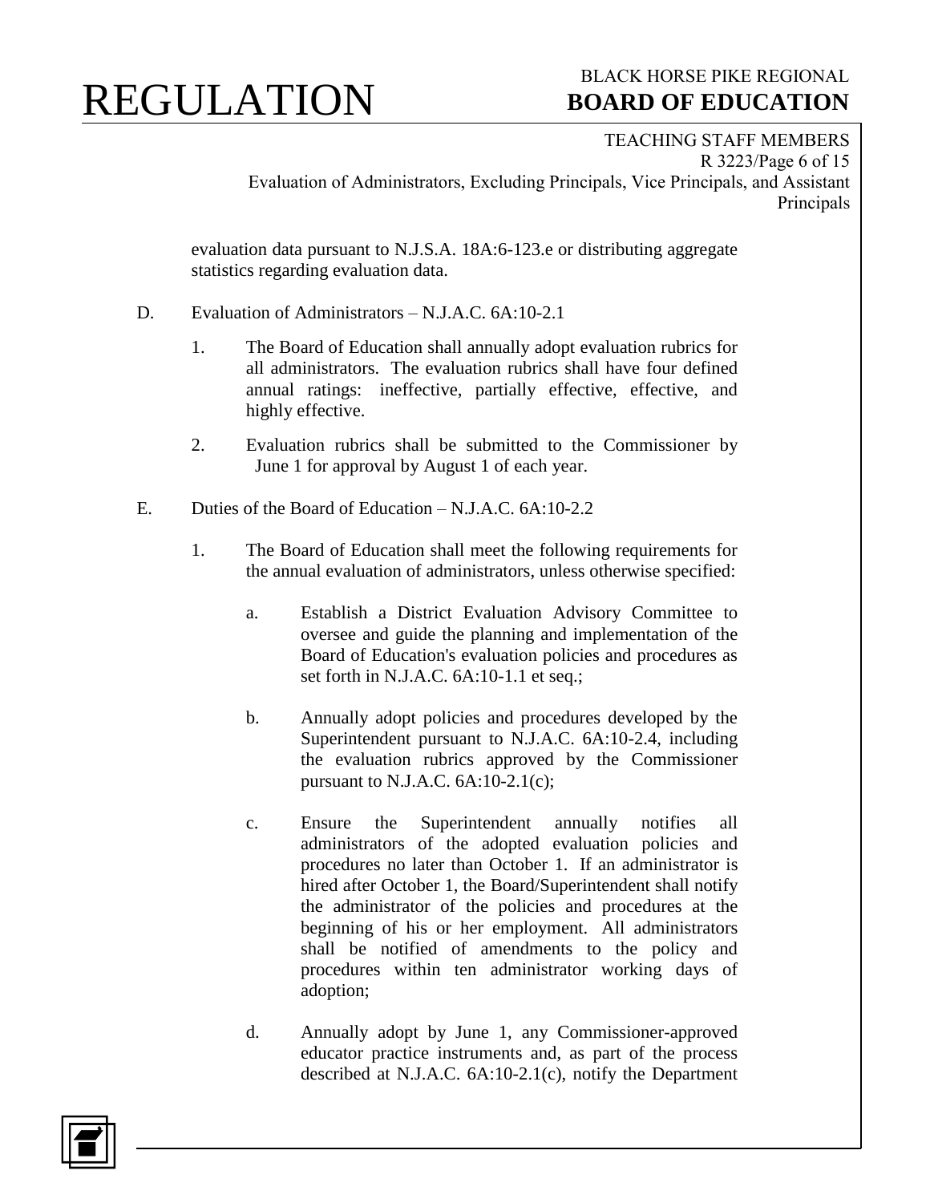evaluation data pursuant to N.J.S.A. 18A:6-123.e or distributing aggregate statistics regarding evaluation data.

D. Evaluation of Administrators – N.J.A.C. 6A:10-2.1

1. The Board of Education shall annually adopt evaluation rubrics for all administrators. The evaluation rubrics shall have four defined annual ratings: ineffective, partially effective, effective, and highly effective.

2. Evaluation rubrics shall be submitted to the Commissioner by June 1 for approval by August 1 of each year.

E. Duties of the Board of Education – N.J.A.C. 6A:10-2.2

1. The Board of Education shall meet the following requirements for the annual evaluation of administrators, unless otherwise specified:

   a. Establish a District Evaluation Advisory Committee to oversee and guide the planning and implementation of the Board of Education's evaluation policies and procedures as set forth in N.J.A.C. 6A:10-1.1 et seq.;

   b. Annually adopt policies and procedures developed by the Superintendent pursuant to N.J.A.C. 6A:10-2.4, including the evaluation rubrics approved by the Commissioner pursuant to N.J.A.C. 6A:10-2.1(c);

   c. Ensure the Superintendent annually notifies all administrators of the adopted evaluation policies and procedures no later than October 1. If an administrator is hired after October 1, the Board/Superintendent shall notify the administrator of the policies and procedures at the beginning of his or her employment. All administrators shall be notified of amendments to the policy and procedures within ten administrator working days of adoption;

   d. Annually adopt by June 1, any Commissioner-approved educator practice instruments and, as part of the process described at N.J.A.C. 6A:10-2.1(c), notify the Department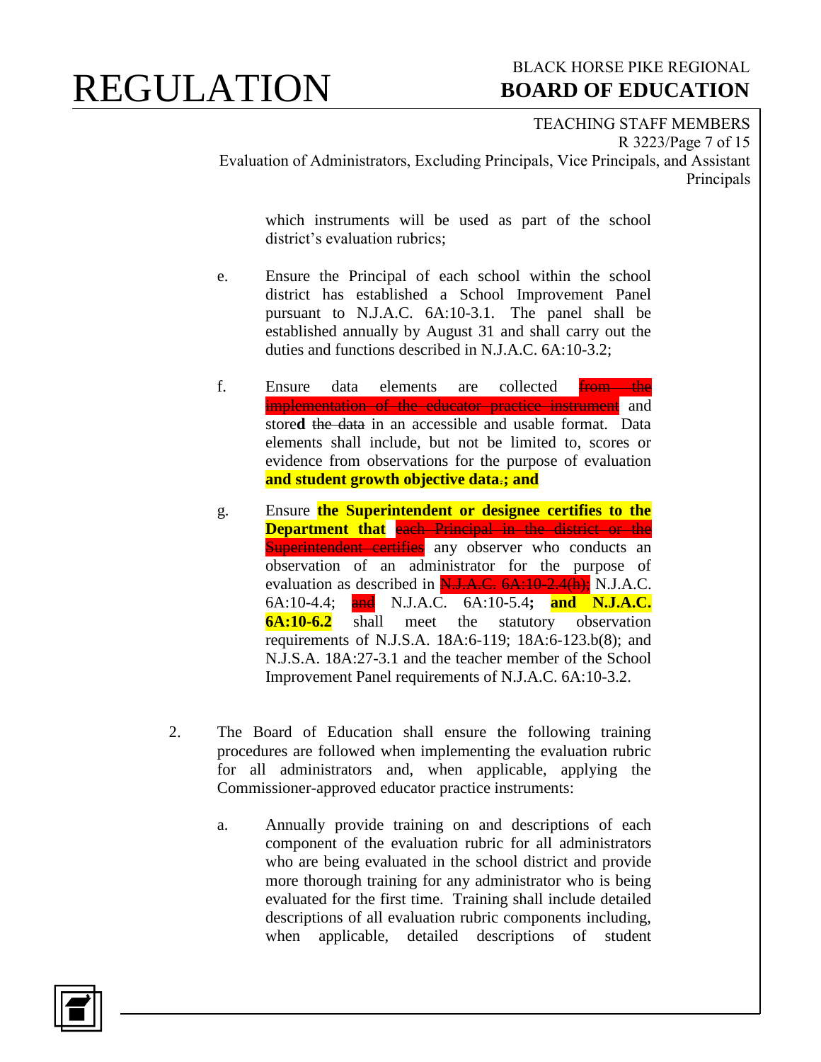which instruments will be used as part of the school district's evaluation rubrics;

e. Ensure the Principal of each school within the school district has established a School Improvement Panel pursuant to N.J.A.C. 6A:10-3.1. The panel shall be established annually by August 31 and shall carry out the duties and functions described in N.J.A.C. 6A:10-3.2;

f. Ensure data elements are collected ~~from the implementation of the educator practice instrument~~ and store**d** ~~the data~~ in an accessible and usable format. Data elements shall include, but not be limited to, scores or evidence from observations for the purpose of evaluation **and student growth objective data**~~.~~**; and**

g. Ensure **the Superintendent or designee certifies to the Department that** ~~each Principal in the district or the Superintendent certifies~~ any observer who conducts an observation of an administrator for the purpose of evaluation as described in ~~N.J.A.C. 6A:10-2.4(h);~~ N.J.A.C. 6A:10-4.4; ~~and~~ N.J.A.C. 6A:10-5.4**; and N.J.A.C. 6A:10-6.2** shall meet the statutory observation requirements of N.J.S.A. 18A:6-119; 18A:6-123.b(8); and N.J.S.A. 18A:27-3.1 and the teacher member of the School Improvement Panel requirements of N.J.A.C. 6A:10-3.2.

2. The Board of Education shall ensure the following training procedures are followed when implementing the evaluation rubric for all administrators and, when applicable, applying the Commissioner-approved educator practice instruments:

   a. Annually provide training on and descriptions of each component of the evaluation rubric for all administrators who are being evaluated in the school district and provide more thorough training for any administrator who is being evaluated for the first time. Training shall include detailed descriptions of all evaluation rubric components including, when applicable, detailed descriptions of student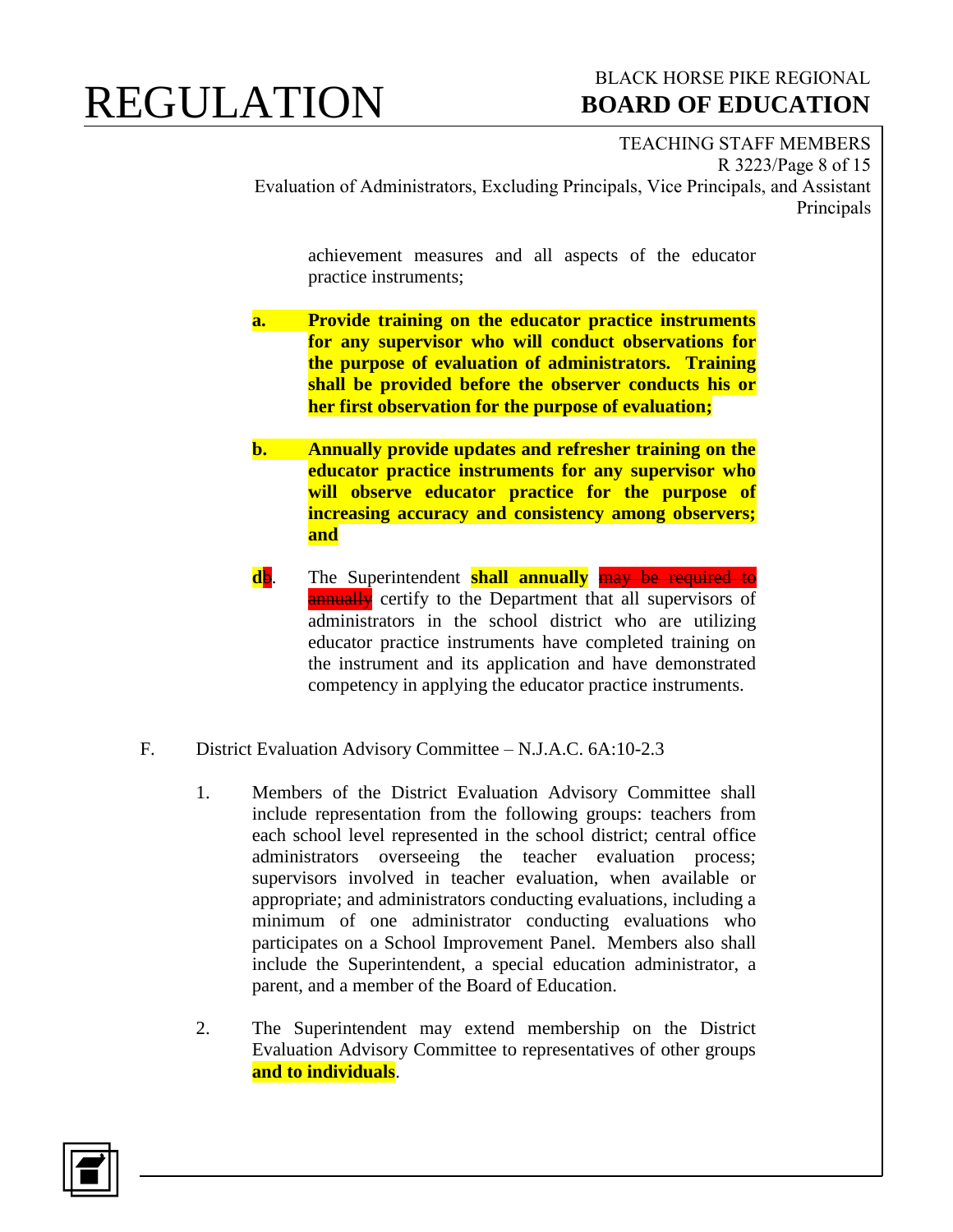achievement measures and all aspects of the educator practice instruments;

**a. Provide training on the educator practice instruments for any supervisor who will conduct observations for the purpose of evaluation of administrators. Training shall be provided before the observer conducts his or her first observation for the purpose of evaluation;**

**b. Annually provide updates and refresher training on the educator practice instruments for any supervisor who will observe educator practice for the purpose of increasing accuracy and consistency among observers; and**

**d**~~b~~. The Superintendent **shall annually** ~~may be required to annually~~ certify to the Department that all supervisors of administrators in the school district who are utilizing educator practice instruments have completed training on the instrument and its application and have demonstrated competency in applying the educator practice instruments.

F. District Evaluation Advisory Committee – N.J.A.C. 6A:10-2.3

1. Members of the District Evaluation Advisory Committee shall include representation from the following groups: teachers from each school level represented in the school district; central office administrators overseeing the teacher evaluation process; supervisors involved in teacher evaluation, when available or appropriate; and administrators conducting evaluations, including a minimum of one administrator conducting evaluations who participates on a School Improvement Panel. Members also shall include the Superintendent, a special education administrator, a parent, and a member of the Board of Education.

2. The Superintendent may extend membership on the District Evaluation Advisory Committee to representatives of other groups **and to individuals**.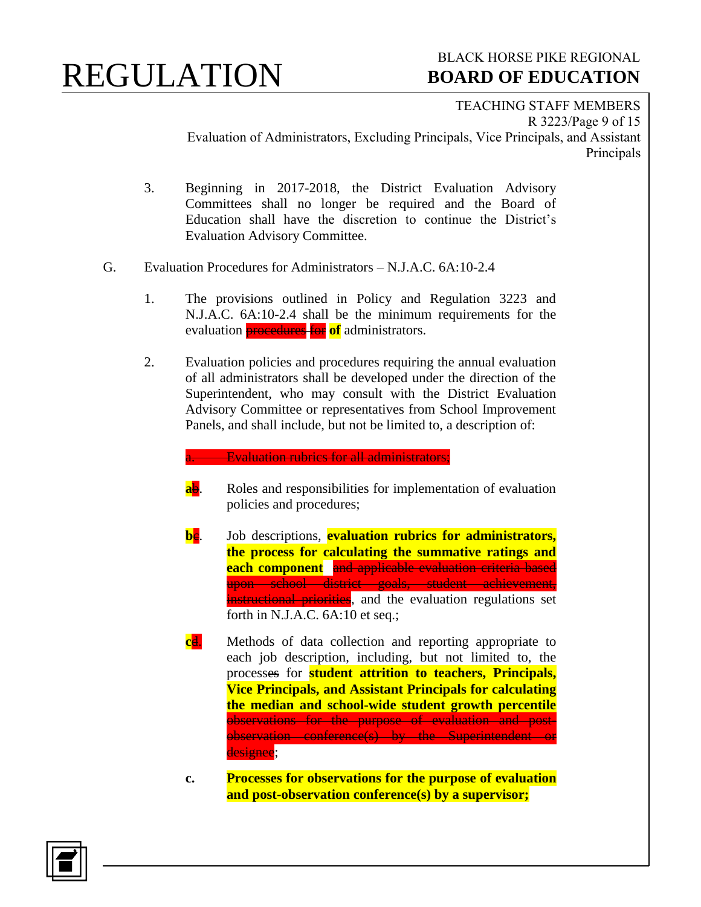3. Beginning in 2017-2018, the District Evaluation Advisory Committees shall no longer be required and the Board of Education shall have the discretion to continue the District's Evaluation Advisory Committee.

G. Evaluation Procedures for Administrators – N.J.A.C. 6A:10-2.4

1. The provisions outlined in Policy and Regulation 3223 and N.J.A.C. 6A:10-2.4 shall be the minimum requirements for the evaluation ~~procedures for~~ **of** administrators.

2. Evaluation policies and procedures requiring the annual evaluation of all administrators shall be developed under the direction of the Superintendent, who may consult with the District Evaluation Advisory Committee or representatives from School Improvement Panels, and shall include, but not be limited to, a description of:

   ~~a. Evaluation rubrics for all administrators;~~

   **a**~~b~~. Roles and responsibilities for implementation of evaluation policies and procedures;

   **b**~~c~~. Job descriptions, **evaluation rubrics for administrators, the process for calculating the summative ratings and each component** ~~and applicable evaluation criteria based upon school district goals, student achievement, instructional priorities~~, and the evaluation regulations set forth in N.J.A.C. 6A:10 et seq.;

   **c**~~d~~. Methods of data collection and reporting appropriate to each job description, including, but not limited to, the process~~es~~ for **student attrition to teachers, Principals, Vice Principals, and Assistant Principals for calculating the median and school-wide student growth percentile** ~~observations for the purpose of evaluation and post-observation conference(s) by the Superintendent or designee~~;

   **c. Processes for observations for the purpose of evaluation and post-observation conference(s) by a supervisor;**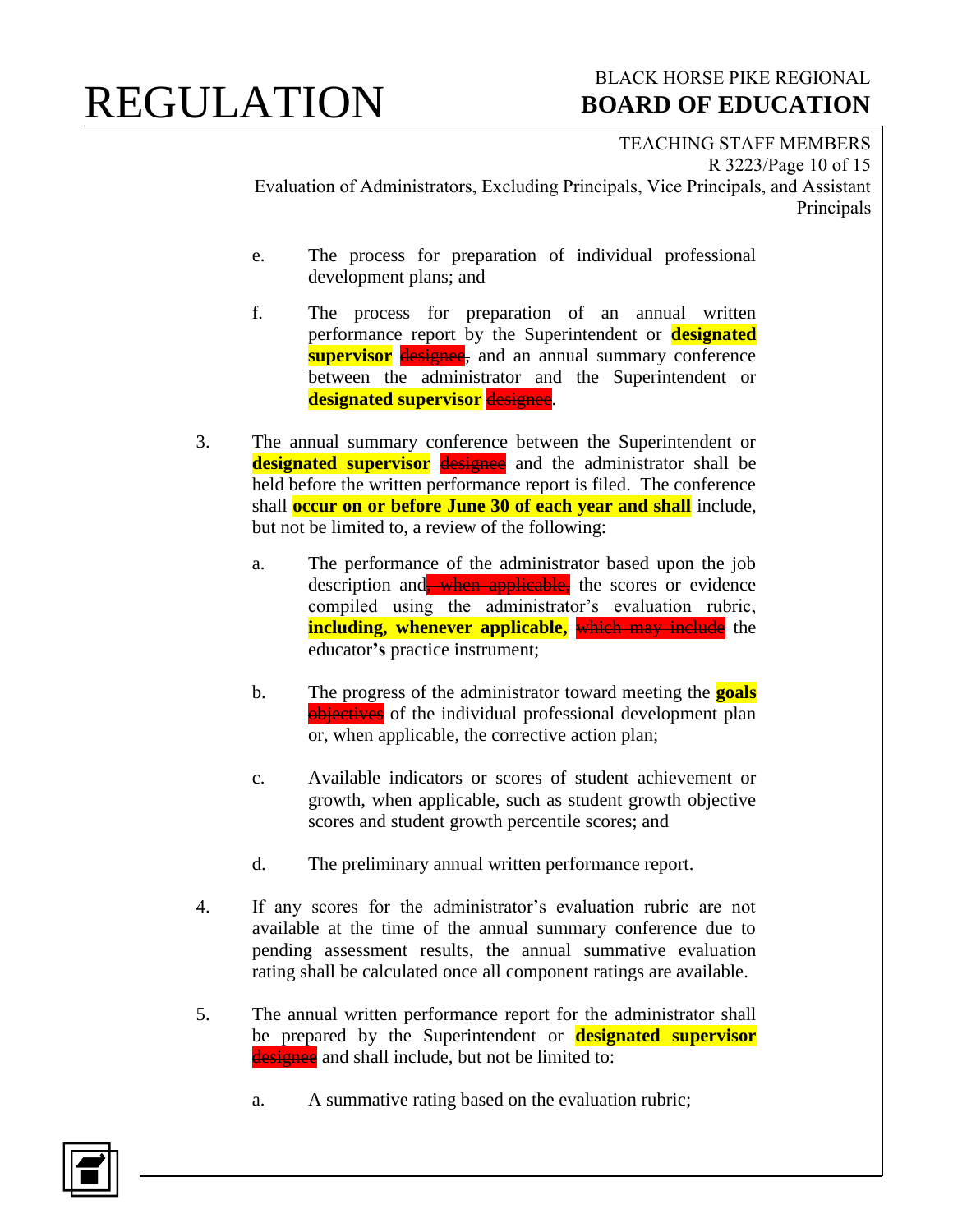e. The process for preparation of individual professional development plans; and

f. The process for preparation of an annual written performance report by the Superintendent or **designated supervisor** ~~designee~~, and an annual summary conference between the administrator and the Superintendent or **designated supervisor** ~~designee~~.

3. The annual summary conference between the Superintendent or **designated supervisor** ~~designee~~ and the administrator shall be held before the written performance report is filed. The conference shall **occur on or before June 30 of each year and shall** include, but not be limited to, a review of the following:

   a. The performance of the administrator based upon the job description and~~, when applicable,~~ the scores or evidence compiled using the administrator's evaluation rubric, **including, whenever applicable,** ~~which may include~~ the educator**'s** practice instrument;

   b. The progress of the administrator toward meeting the **goals** ~~objectives~~ of the individual professional development plan or, when applicable, the corrective action plan;

   c. Available indicators or scores of student achievement or growth, when applicable, such as student growth objective scores and student growth percentile scores; and

   d. The preliminary annual written performance report.

4. If any scores for the administrator's evaluation rubric are not available at the time of the annual summary conference due to pending assessment results, the annual summative evaluation rating shall be calculated once all component ratings are available.

5. The annual written performance report for the administrator shall be prepared by the Superintendent or **designated supervisor** ~~designee~~ and shall include, but not be limited to:

   a. A summative rating based on the evaluation rubric;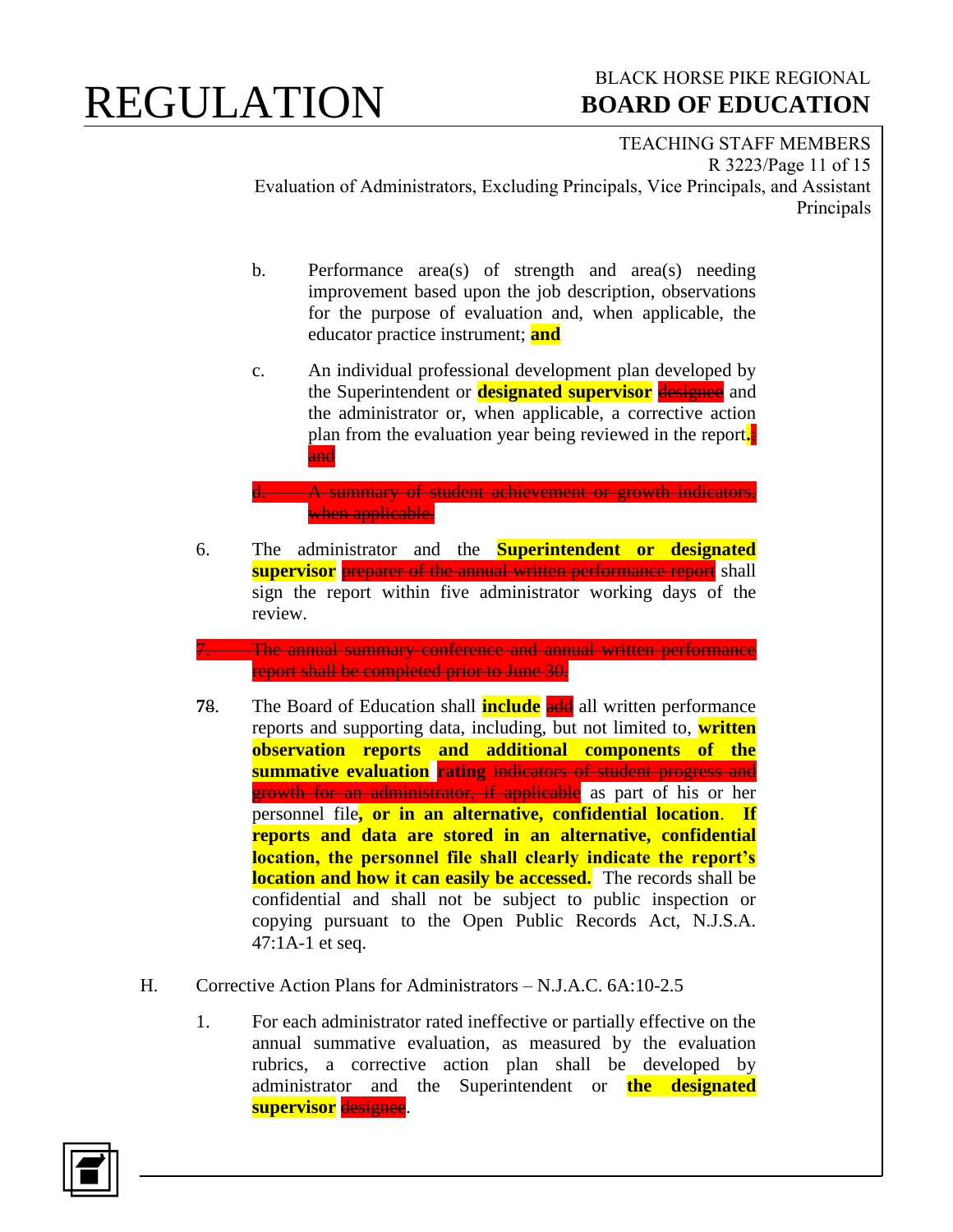b. Performance area(s) of strength and area(s) needing improvement based upon the job description, observations for the purpose of evaluation and, when applicable, the educator practice instrument; **and**

c. An individual professional development plan developed by the Superintendent or **designated supervisor** ~~designee~~ and the administrator or, when applicable, a corrective action plan from the evaluation year being reviewed in the report**.**~~; and~~

~~d. A summary of student achievement or growth indicators, when applicable.~~

6. The administrator and the **Superintendent or designated supervisor** ~~preparer of the annual written performance report~~ shall sign the report within five administrator working days of the review.

~~7. The annual summary conference and annual written performance report shall be completed prior to June 30.~~

**7**~~8~~. The Board of Education shall **include** ~~add~~ all written performance reports and supporting data, including, but not limited to, **written observation reports and additional components of the summative evaluation rating** ~~indicators of student progress and growth for an administrator, if applicable~~ as part of his or her personnel file**, or in an alternative, confidential location**. **If reports and data are stored in an alternative, confidential location, the personnel file shall clearly indicate the report's location and how it can easily be accessed.** The records shall be confidential and shall not be subject to public inspection or copying pursuant to the Open Public Records Act, N.J.S.A. 47:1A-1 et seq.

H. Corrective Action Plans for Administrators – N.J.A.C. 6A:10-2.5

1. For each administrator rated ineffective or partially effective on the annual summative evaluation, as measured by the evaluation rubrics, a corrective action plan shall be developed by administrator and the Superintendent or **the designated supervisor** ~~designee~~.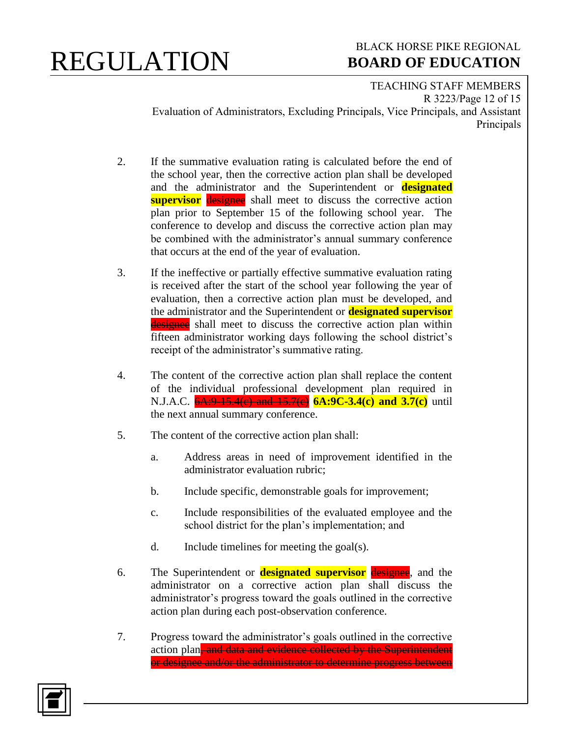2. If the summative evaluation rating is calculated before the end of the school year, then the corrective action plan shall be developed and the administrator and the Superintendent or **designated supervisor** ~~designee~~ shall meet to discuss the corrective action plan prior to September 15 of the following school year. The conference to develop and discuss the corrective action plan may be combined with the administrator's annual summary conference that occurs at the end of the year of evaluation.

3. If the ineffective or partially effective summative evaluation rating is received after the start of the school year following the year of evaluation, then a corrective action plan must be developed, and the administrator and the Superintendent or **designated supervisor** ~~designee~~ shall meet to discuss the corrective action plan within fifteen administrator working days following the school district's receipt of the administrator's summative rating.

4. The content of the corrective action plan shall replace the content of the individual professional development plan required in N.J.A.C. ~~6A:9-15.4(c) and 15.7(c)~~ **6A:9C-3.4(c) and 3.7(c)** until the next annual summary conference.

5. The content of the corrective action plan shall:

   a. Address areas in need of improvement identified in the administrator evaluation rubric;

   b. Include specific, demonstrable goals for improvement;

   c. Include responsibilities of the evaluated employee and the school district for the plan's implementation; and

   d. Include timelines for meeting the goal(s).

6. The Superintendent or **designated supervisor** ~~designee~~, and the administrator on a corrective action plan shall discuss the administrator's progress toward the goals outlined in the corrective action plan during each post-observation conference.

7. Progress toward the administrator's goals outlined in the corrective action plan~~, and data and evidence collected by the Superintendent or designee and/or the administrator to determine progress between~~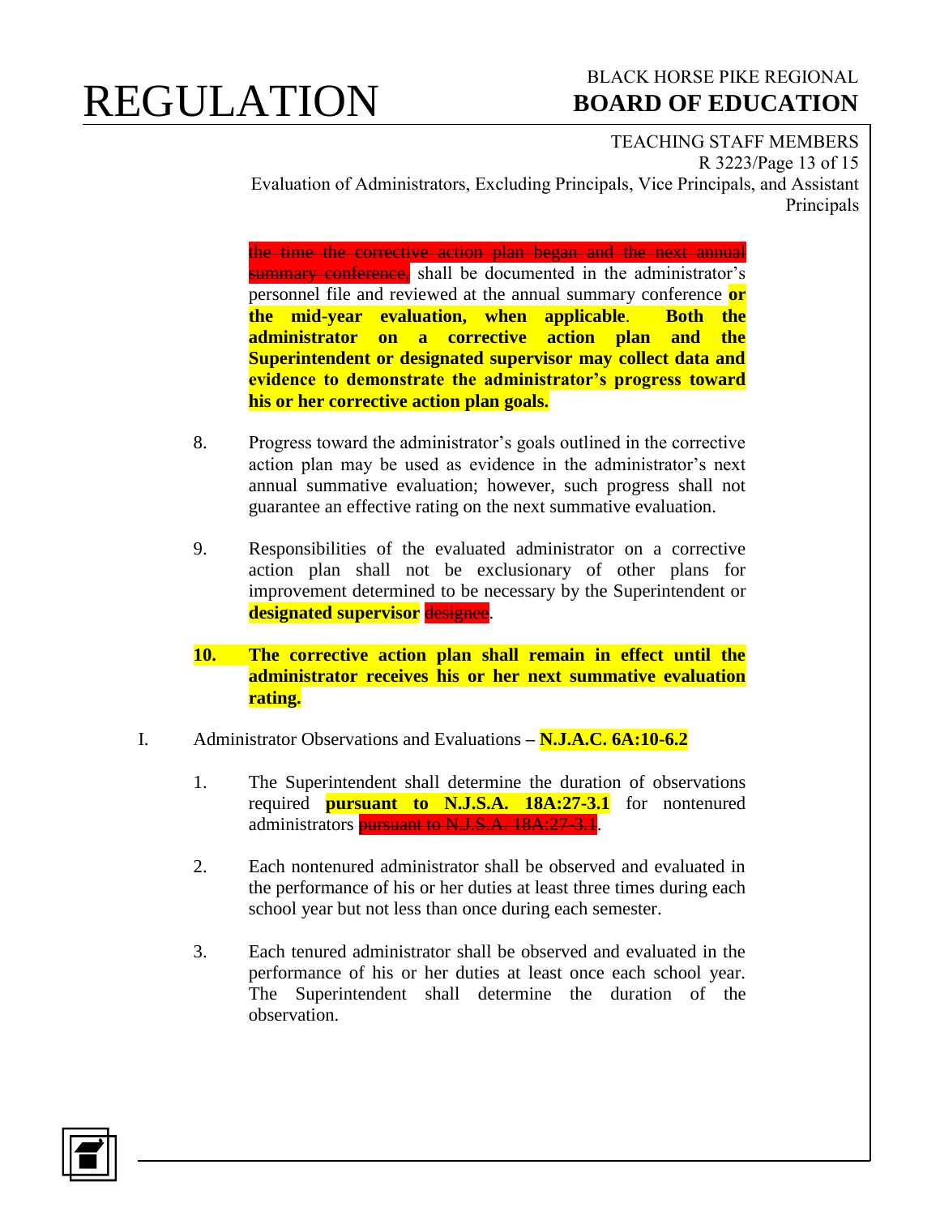the time the corrective action plan began and the next annual summary conference, shall be documented in the administrator's personnel file and reviewed at the annual summary conference **or the mid-year evaluation, when applicable**. **Both the administrator on a corrective action plan and the Superintendent or designated supervisor may collect data and evidence to demonstrate the administrator's progress toward his or her corrective action plan goals.**

8. Progress toward the administrator's goals outlined in the corrective action plan may be used as evidence in the administrator's next annual summative evaluation; however, such progress shall not guarantee an effective rating on the next summative evaluation.

9. Responsibilities of the evaluated administrator on a corrective action plan shall not be exclusionary of other plans for improvement determined to be necessary by the Superintendent or **designated supervisor** designee.

**10. The corrective action plan shall remain in effect until the administrator receives his or her next summative evaluation rating.**

I. Administrator Observations and Evaluations – **N.J.A.C. 6A:10-6.2**

1. The Superintendent shall determine the duration of observations required **pursuant to N.J.S.A. 18A:27-3.1** for nontenured administrators pursuant to N.J.S.A. 18A:27-3.1.

2. Each nontenured administrator shall be observed and evaluated in the performance of his or her duties at least three times during each school year but not less than once during each semester.

3. Each tenured administrator shall be observed and evaluated in the performance of his or her duties at least once each school year. The Superintendent shall determine the duration of the observation.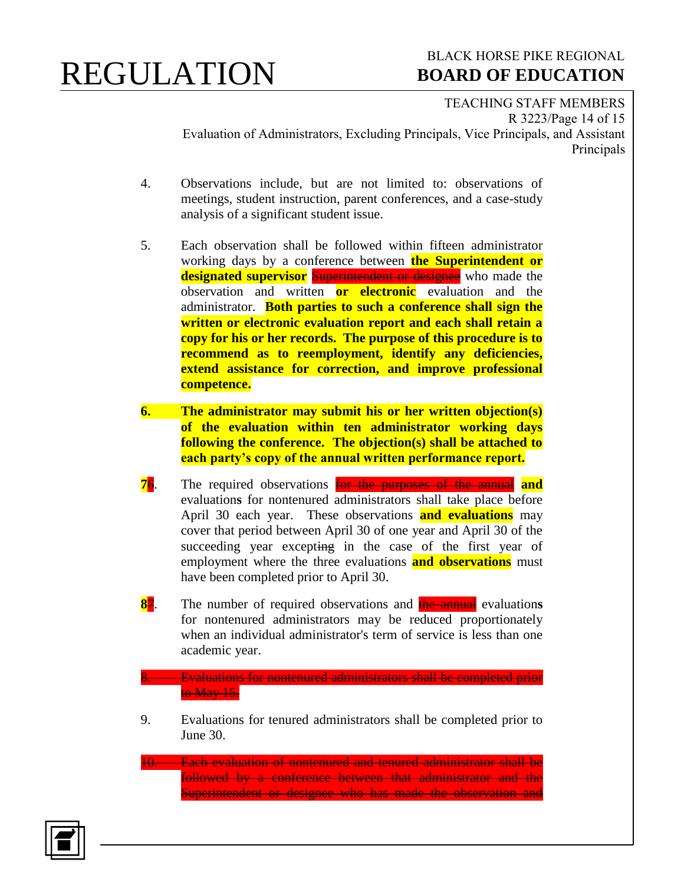4. Observations include, but are not limited to: observations of meetings, student instruction, parent conferences, and a case-study analysis of a significant student issue.

5. Each observation shall be followed within fifteen administrator working days by a conference between **the Superintendent or designated supervisor** ~~Superintendent or designee~~ who made the observation and written **or electronic** evaluation and the administrator. **Both parties to such a conference shall sign the written or electronic evaluation report and each shall retain a copy for his or her records. The purpose of this procedure is to recommend as to reemployment, identify any deficiencies, extend assistance for correction, and improve professional competence.**

**6. The administrator may submit his or her written objection(s) of the evaluation within ten administrator working days following the conference. The objection(s) shall be attached to each party's copy of the annual written performance report.**

**7**~~6~~. The required observations ~~for the purposes of the annual~~ **and** evaluation**s** for nontenured administrators shall take place before April 30 each year. These observations **and evaluations** may cover that period between April 30 of one year and April 30 of the succeeding year excepti~~ng~~ in the case of the first year of employment where the three evaluations **and observations** must have been completed prior to April 30.

**8**~~7~~. The number of required observations and ~~the annual~~ evaluation**s** for nontenured administrators may be reduced proportionately when an individual administrator's term of service is less than one academic year.

~~8. Evaluations for nontenured administrators shall be completed prior to May 15.~~

9. Evaluations for tenured administrators shall be completed prior to June 30.

~~10. Each evaluation of nontenured and tenured administrator shall be followed by a conference between that administrator and the Superintendent or designee who has made the observation and~~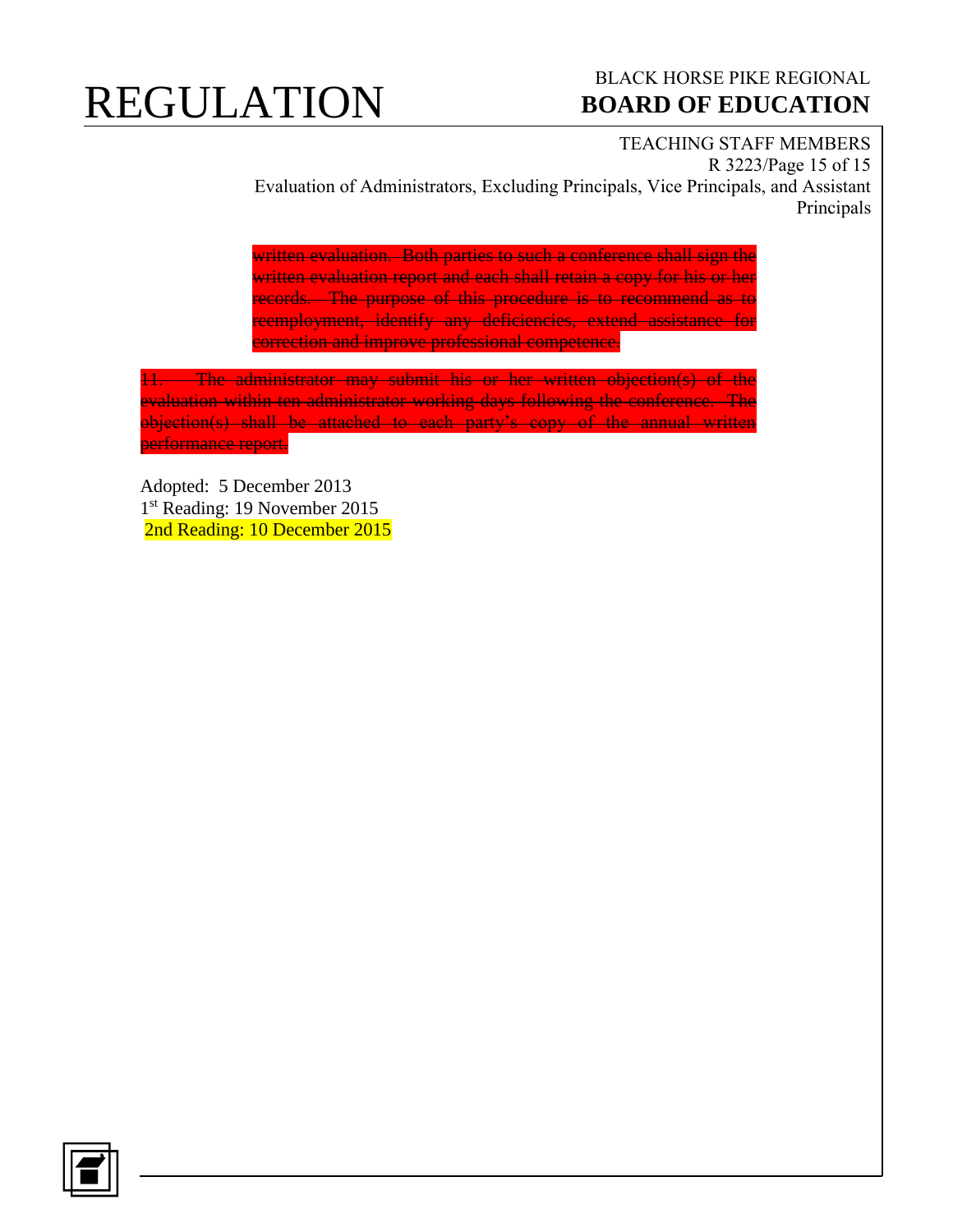~~written evaluation. Both parties to such a conference shall sign the written evaluation report and each shall retain a copy for his or her records. The purpose of this procedure is to recommend as to reemployment, identify any deficiencies, extend assistance for correction and improve professional competence.~~

~~11. The administrator may submit his or her written objection(s) of the evaluation within ten administrator working days following the conference. The objection(s) shall be attached to each party's copy of the annual written performance report.~~

Adopted: 5 December 2013
1st Reading: 19 November 2015
2nd Reading: 10 December 2015